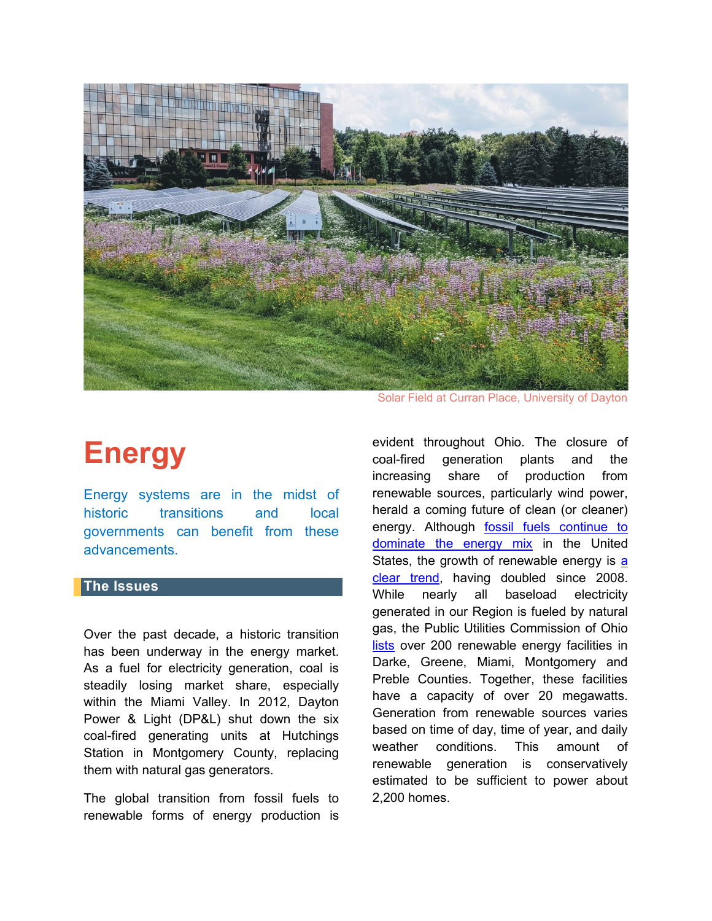Solar Field at Curran Place, University of Dayton

# Energy

Energy systems are in the midst of historic transitions and local governments can benefit from these advancements.

## The Issues

Over the past decade, a historic transition has been underway in the energy market. As a fuel for electricity generation, coal is steadily losing market share, especially within the Miami Valley. In 2012, Dayton Power & Light (DP&L) shut down the six coal-fired generating units at Hutchings Station in Montgomery County, replacing them with natural gas generators.

The global transition from fossil fuels to renewable forms of energy production is evident throughout Ohio. The closure of coal-fired generation plants and the increasing share of production from renewable sources, particularly wind power, herald a coming future of clean (or cleaner) energy. Although fossil fuels continue to dominate the energy mix in the United States, the growth of renewable energy is a clear trend, having doubled since 2008. While nearly all baseload electricity generated in our Region is fueled by natural gas, the Public Utilities Commission of Ohio lists over 200 renewable energy facilities in Darke, Greene, Miami, Montgomery and Preble Counties. Together, these facilities have a capacity of over 20 megawatts. Generation from renewable sources varies based on time of day, time of year, and daily weather conditions. This amount of renewable generation is conservatively estimated to be sufficient to power about 2,200 homes.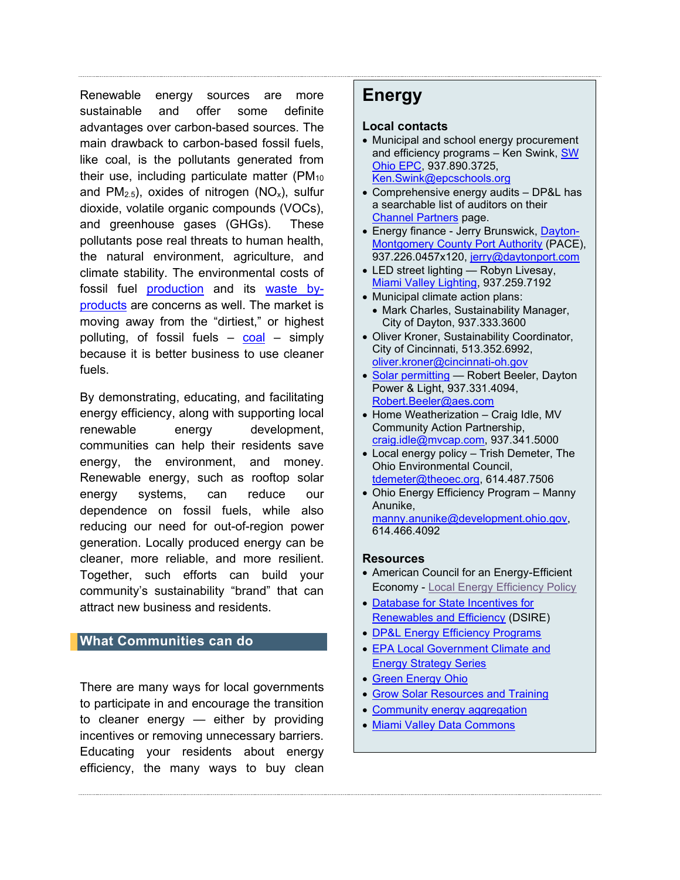Renewable energy sources are more sustainable and offer some definite advantages over carbon-based sources. The main drawback to carbon-based fossil fuels, like coal, is the pollutants generated from their use, including particulate matter ($PM_{10}$ and $PM_{2.5}$), oxides of nitrogen ($NO_x$), sulfur dioxide, volatile organic compounds (VOCs), and greenhouse gases (GHGs). These pollutants pose real threats to human health, the natural environment, agriculture, and climate stability. The environmental costs of fossil fuel production and its waste by-products are concerns as well. The market is moving away from the "dirtiest," or highest polluting, of fossil fuels – coal – simply because it is better business to use cleaner fuels.

By demonstrating, educating, and facilitating energy efficiency, along with supporting local renewable energy development, communities can help their residents save energy, the environment, and money. Renewable energy, such as rooftop solar energy systems, can reduce our dependence on fossil fuels, while also reducing our need for out-of-region power generation. Locally produced energy can be cleaner, more reliable, and more resilient. Together, such efforts can build your community's sustainability "brand" that can attract new business and residents.

## What Communities can do

There are many ways for local governments to participate in and encourage the transition to cleaner energy — either by providing incentives or removing unnecessary barriers. Educating your residents about energy efficiency, the many ways to buy clean

# Energy

### Local contacts

- Municipal and school energy procurement and efficiency programs – Ken Swink, SW Ohio EPC, 937.890.3725, Ken.Swink@epcschools.org
- Comprehensive energy audits – DP&L has a searchable list of auditors on their Channel Partners page.
- Energy finance - Jerry Brunswick, Dayton-Montgomery County Port Authority (PACE), 937.226.0457x120, jerry@daytonport.com
- LED street lighting — Robyn Livesay, Miami Valley Lighting, 937.259.7192
- Municipal climate action plans:
  - Mark Charles, Sustainability Manager, City of Dayton, 937.333.3600
- Oliver Kroner, Sustainability Coordinator, City of Cincinnati, 513.352.6992, oliver.kroner@cincinnati-oh.gov
- Solar permitting — Robert Beeler, Dayton Power & Light, 937.331.4094, Robert.Beeler@aes.com
- Home Weatherization – Craig Idle, MV Community Action Partnership, craig.idle@mvcap.com, 937.341.5000
- Local energy policy – Trish Demeter, The Ohio Environmental Council, tdemeter@theoec.org, 614.487.7506
- Ohio Energy Efficiency Program – Manny Anunike, manny.anunike@development.ohio.gov, 614.466.4092

### Resources

- American Council for an Energy-Efficient Economy - Local Energy Efficiency Policy
- Database for State Incentives for Renewables and Efficiency (DSIRE)
- DP&L Energy Efficiency Programs
- EPA Local Government Climate and Energy Strategy Series
- Green Energy Ohio
- Grow Solar Resources and Training
- Community energy aggregation
- Miami Valley Data Commons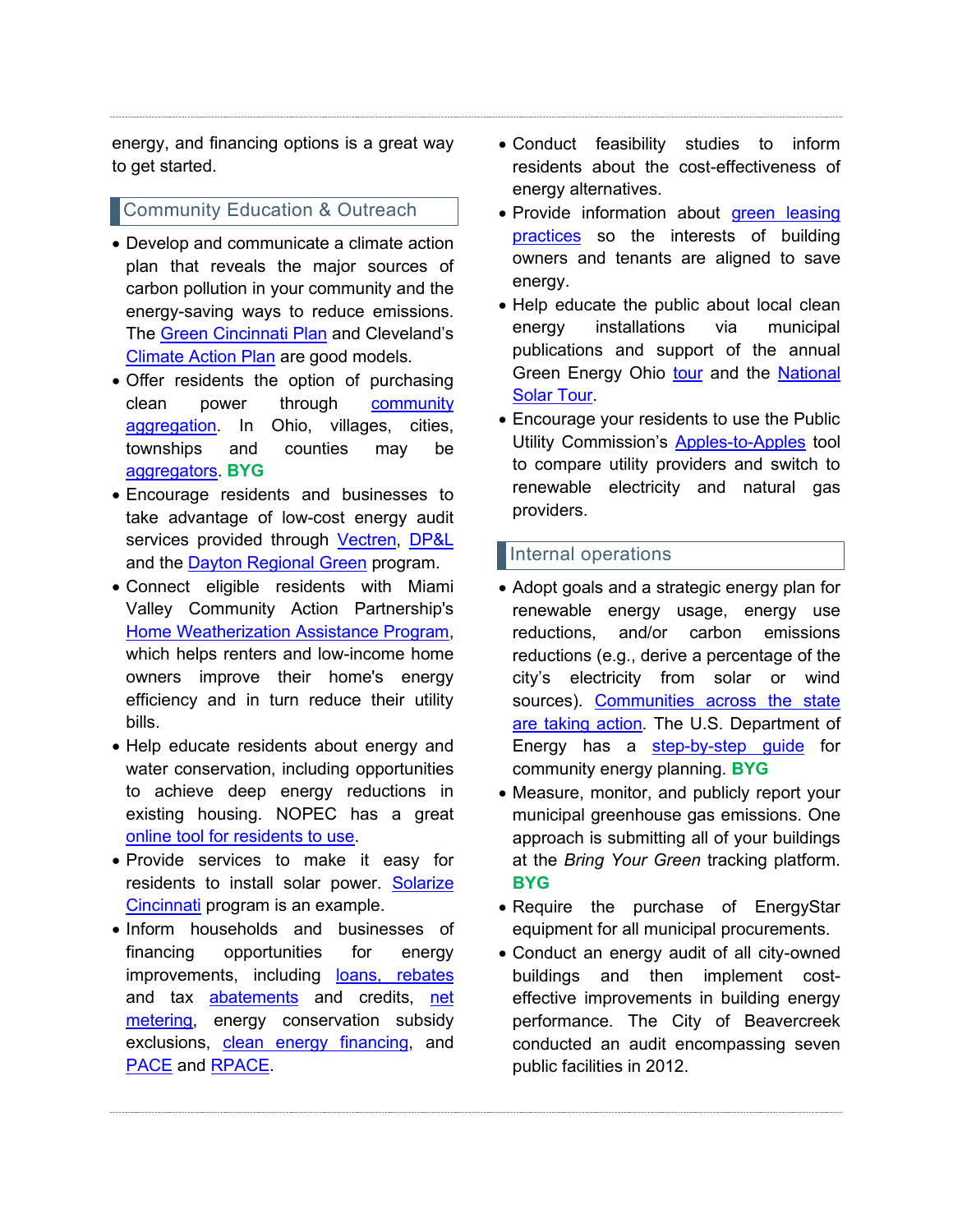energy, and financing options is a great way to get started.

## Community Education & Outreach

- Develop and communicate a climate action plan that reveals the major sources of carbon pollution in your community and the energy-saving ways to reduce emissions. The Green Cincinnati Plan and Cleveland's Climate Action Plan are good models.
- Offer residents the option of purchasing clean power through community aggregation. In Ohio, villages, cities, townships and counties may be aggregators. **BYG**
- Encourage residents and businesses to take advantage of low-cost energy audit services provided through Vectren, DP&L and the Dayton Regional Green program.
- Connect eligible residents with Miami Valley Community Action Partnership's Home Weatherization Assistance Program, which helps renters and low-income home owners improve their home's energy efficiency and in turn reduce their utility bills.
- Help educate residents about energy and water conservation, including opportunities to achieve deep energy reductions in existing housing. NOPEC has a great online tool for residents to use.
- Provide services to make it easy for residents to install solar power. Solarize Cincinnati program is an example.
- Inform households and businesses of financing opportunities for energy improvements, including loans, rebates and tax abatements and credits, net metering, energy conservation subsidy exclusions, clean energy financing, and PACE and RPACE.
- Conduct feasibility studies to inform residents about the cost-effectiveness of energy alternatives.
- Provide information about green leasing practices so the interests of building owners and tenants are aligned to save energy.
- Help educate the public about local clean energy installations via municipal publications and support of the annual Green Energy Ohio tour and the National Solar Tour.
- Encourage your residents to use the Public Utility Commission's Apples-to-Apples tool to compare utility providers and switch to renewable electricity and natural gas providers.

## Internal operations

- Adopt goals and a strategic energy plan for renewable energy usage, energy use reductions, and/or carbon emissions reductions (e.g., derive a percentage of the city's electricity from solar or wind sources). Communities across the state are taking action. The U.S. Department of Energy has a step-by-step guide for community energy planning. **BYG**
- Measure, monitor, and publicly report your municipal greenhouse gas emissions. One approach is submitting all of your buildings at the *Bring Your Green* tracking platform. **BYG**
- Require the purchase of EnergyStar equipment for all municipal procurements.
- Conduct an energy audit of all city-owned buildings and then implement cost-effective improvements in building energy performance. The City of Beavercreek conducted an audit encompassing seven public facilities in 2012.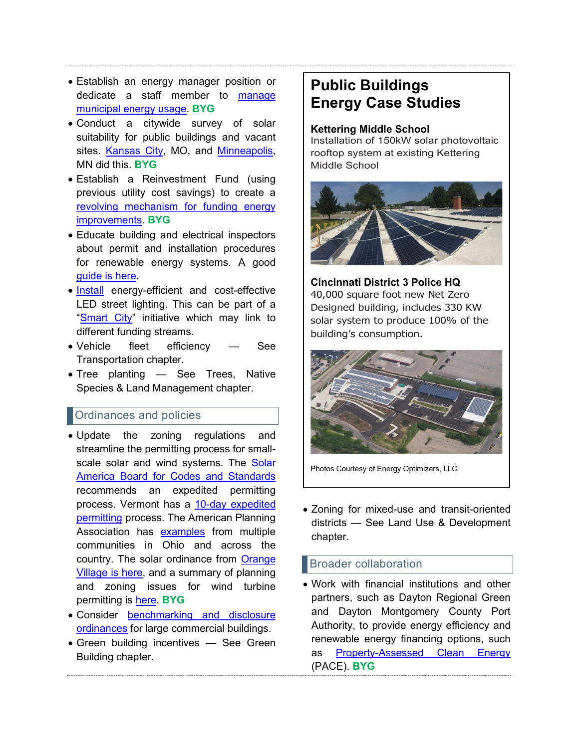- Establish an energy manager position or dedicate a staff member to manage municipal energy usage. **BYG**
- Conduct a citywide survey of solar suitability for public buildings and vacant sites. Kansas City, MO, and Minneapolis, MN did this. **BYG**
- Establish a Reinvestment Fund (using previous utility cost savings) to create a revolving mechanism for funding energy improvements. **BYG**
- Educate building and electrical inspectors about permit and installation procedures for renewable energy systems. A good guide is here.
- Install energy-efficient and cost-effective LED street lighting. This can be part of a "Smart City" initiative which may link to different funding streams.
- Vehicle fleet efficiency — See Transportation chapter.
- Tree planting — See Trees, Native Species & Land Management chapter.

## Ordinances and policies

- Update the zoning regulations and streamline the permitting process for small-scale solar and wind systems. The Solar America Board for Codes and Standards recommends an expedited permitting process. Vermont has a 10-day expedited permitting process. The American Planning Association has examples from multiple communities in Ohio and across the country. The solar ordinance from Orange Village is here, and a summary of planning and zoning issues for wind turbine permitting is here. **BYG**
- Consider benchmarking and disclosure ordinances for large commercial buildings.
- Green building incentives — See Green Building chapter.

## Public Buildings Energy Case Studies

**Kettering Middle School**

Installation of 150kW solar photovoltaic rooftop system at existing Kettering Middle School

**Cincinnati District 3 Police HQ**

40,000 square foot new Net Zero Designed building, includes 330 KW solar system to produce 100% of the building's consumption.

Photos Courtesy of Energy Optimizers, LLC

- Zoning for mixed-use and transit-oriented districts — See Land Use & Development chapter.

## Broader collaboration

- Work with financial institutions and other partners, such as Dayton Regional Green and Dayton Montgomery County Port Authority, to provide energy efficiency and renewable energy financing options, such as Property-Assessed Clean Energy (PACE). **BYG**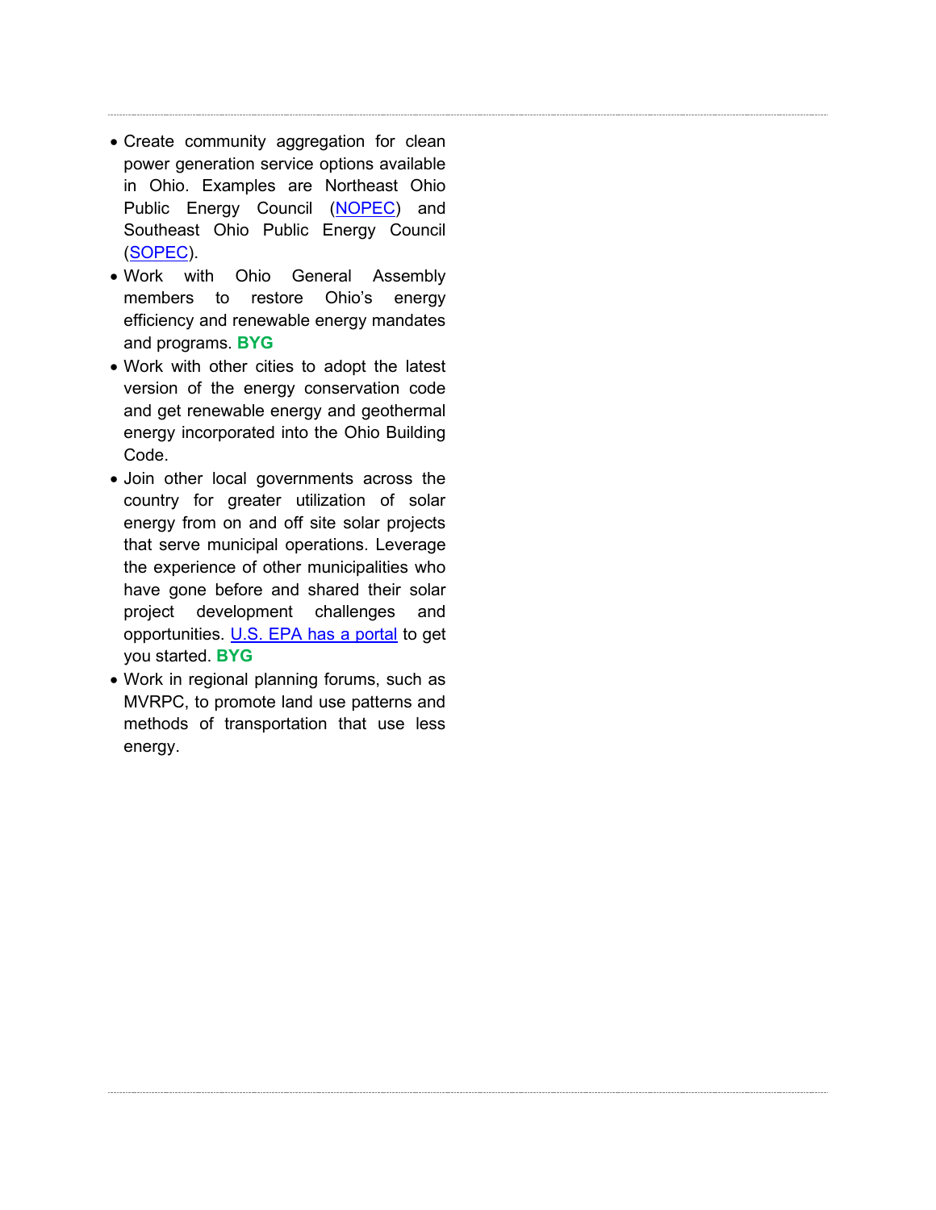- Create community aggregation for clean power generation service options available in Ohio. Examples are Northeast Ohio Public Energy Council (NOPEC) and Southeast Ohio Public Energy Council (SOPEC).
- Work with Ohio General Assembly members to restore Ohio's energy efficiency and renewable energy mandates and programs. **BYG**
- Work with other cities to adopt the latest version of the energy conservation code and get renewable energy and geothermal energy incorporated into the Ohio Building Code.
- Join other local governments across the country for greater utilization of solar energy from on and off site solar projects that serve municipal operations. Leverage the experience of other municipalities who have gone before and shared their solar project development challenges and opportunities. U.S. EPA has a portal to get you started. **BYG**
- Work in regional planning forums, such as MVRPC, to promote land use patterns and methods of transportation that use less energy.